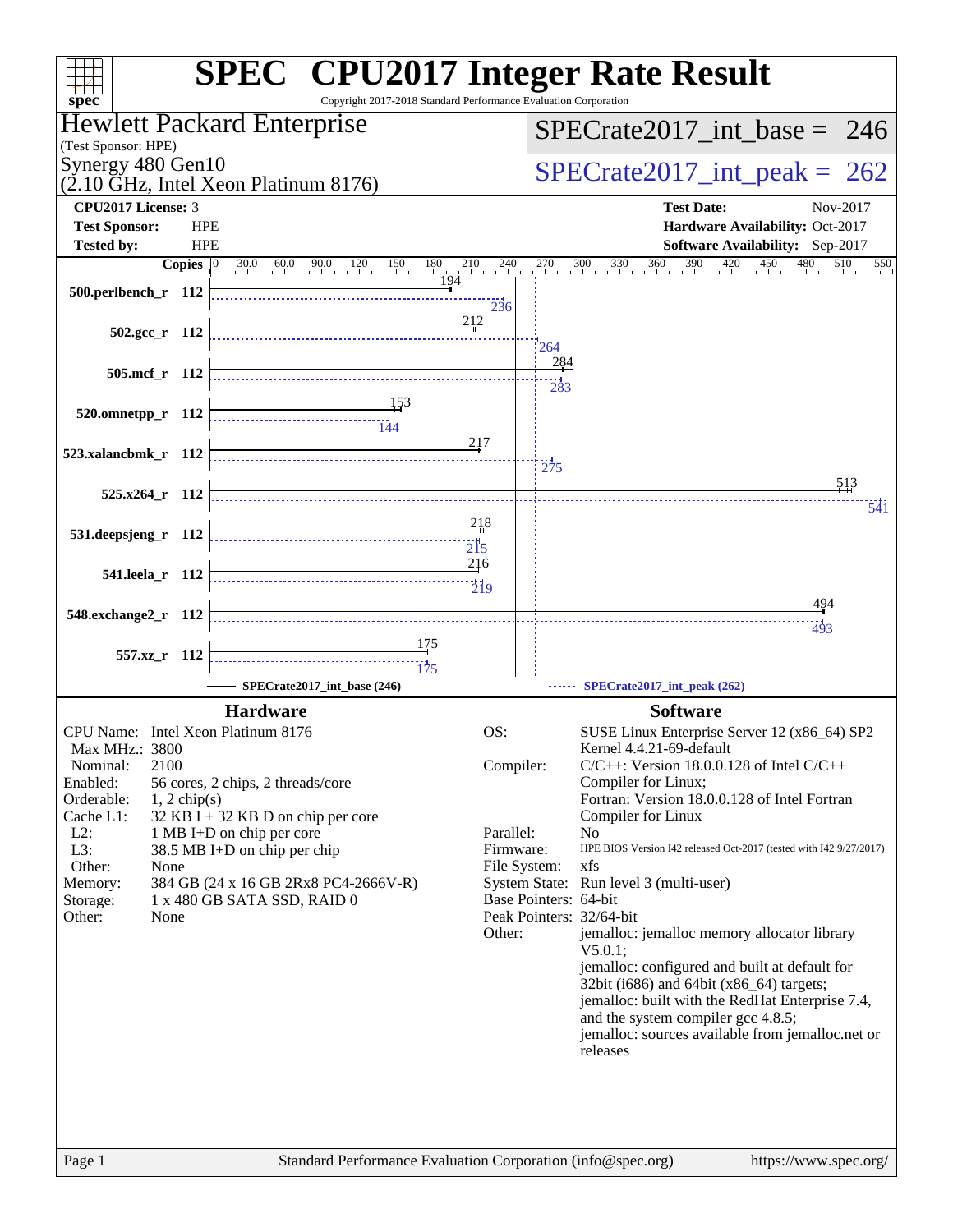# SPEC CPU2017 Integer Rate Result

Copyright 2017-2018 Standard Performance Evaluation Corporation

**Hewlett Packard Enterprise**
(Test Sponsor: HPE)
Synergy 480 Gen10
(2.10 GHz, Intel Xeon Platinum 8176)

**SPECrate2017_int_base = 246**

**SPECrate2017_int_peak = 262**

| | | | |
|---|---|---|---|
| **CPU2017 License:** | 3 | **Test Date:** | Nov-2017 |
| **Test Sponsor:** | HPE | **Hardware Availability:** | Oct-2017 |
| **Tested by:** | HPE | **Software Availability:** | Sep-2017 |

| Benchmark | Copies | SPECrate2017_int_base (246) | SPECrate2017_int_peak (262) |
|---|---|---|---|
| 500.perlbench_r | 112 | 194 | 236 |
| 502.gcc_r | 112 | 212 | 264 |
| 505.mcf_r | 112 | 284 | 283 |
| 520.omnetpp_r | 112 | 153 | 144 |
| 523.xalancbmk_r | 112 | 217 | 275 |
| 525.x264_r | 112 | 513 | 541 |
| 531.deepsjeng_r | 112 | 218 | 215 |
| 541.leela_r | 112 | 216 | 219 |
| 548.exchange2_r | 112 | 494 | 493 |
| 557.xz_r | 112 | 175 | 175 |

## Hardware

| | |
|---|---|
| CPU Name: | Intel Xeon Platinum 8176 |
| Max MHz.: | 3800 |
| Nominal: | 2100 |
| Enabled: | 56 cores, 2 chips, 2 threads/core |
| Orderable: | 1, 2 chip(s) |
| Cache L1: | 32 KB I + 32 KB D on chip per core |
| L2: | 1 MB I+D on chip per core |
| L3: | 38.5 MB I+D on chip per chip |
| Other: | None |
| Memory: | 384 GB (24 x 16 GB 2Rx8 PC4-2666V-R) |
| Storage: | 1 x 480 GB SATA SSD, RAID 0 |
| Other: | None |

## Software

| | |
|---|---|
| OS: | SUSE Linux Enterprise Server 12 (x86_64) SP2 Kernel 4.4.21-69-default |
| Compiler: | C/C++: Version 18.0.0.128 of Intel C/C++ Compiler for Linux; Fortran: Version 18.0.0.128 of Intel Fortran Compiler for Linux |
| Parallel: | No |
| Firmware: | HPE BIOS Version I42 released Oct-2017 (tested with I42 9/27/2017) |
| File System: | xfs |
| System State: | Run level 3 (multi-user) |
| Base Pointers: | 64-bit |
| Peak Pointers: | 32/64-bit |
| Other: | jemalloc: jemalloc memory allocator library V5.0.1; jemalloc: configured and built at default for 32bit (i686) and 64bit (x86_64) targets; jemalloc: built with the RedHat Enterprise 7.4, and the system compiler gcc 4.8.5; jemalloc: sources available from jemalloc.net or releases |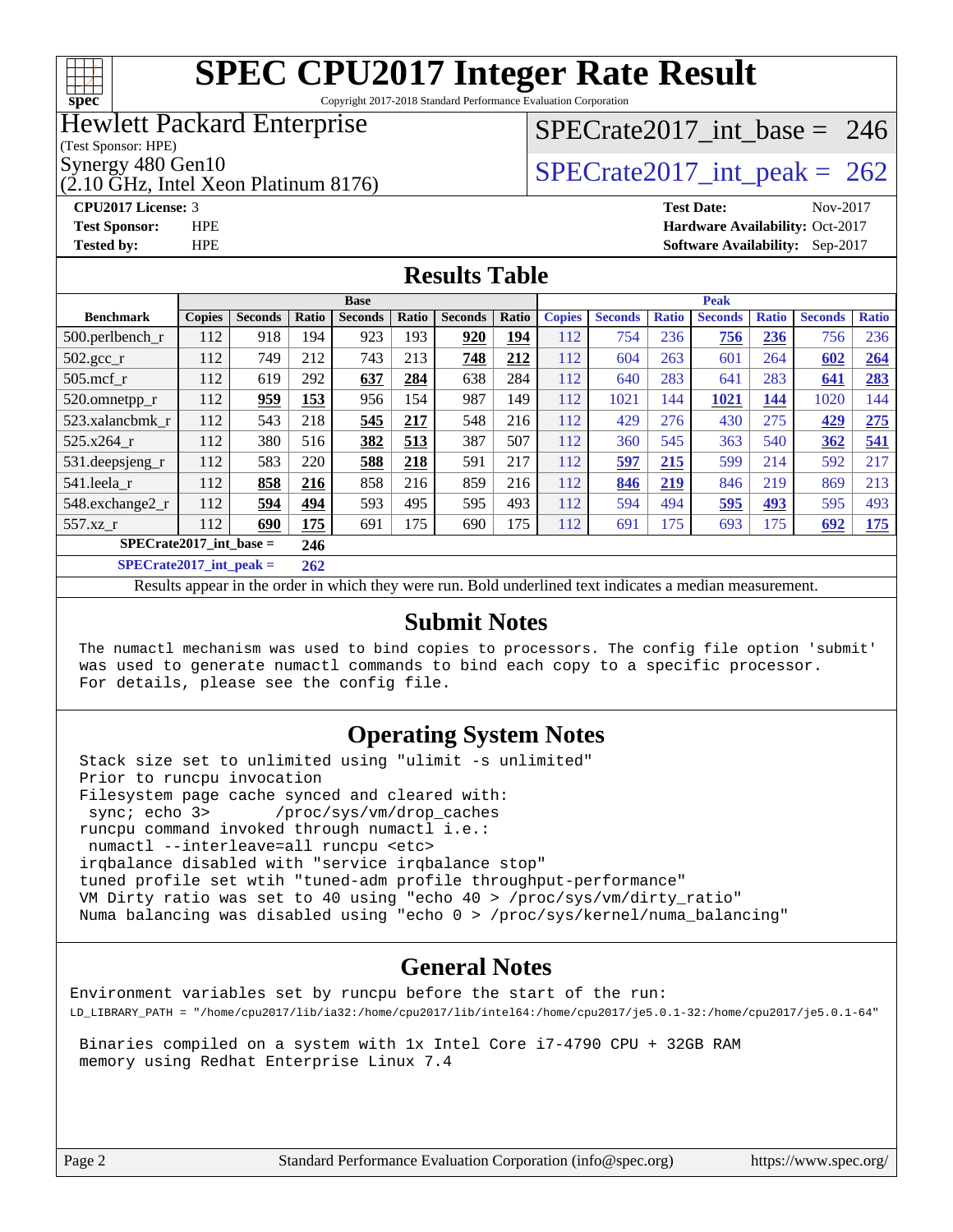# SPEC CPU2017 Integer Rate Result

Copyright 2017-2018 Standard Performance Evaluation Corporation

**Hewlett Packard Enterprise**
(Test Sponsor: HPE)
Synergy 480 Gen10
(2.10 GHz, Intel Xeon Platinum 8176)

SPECrate2017_int_base = 246

SPECrate2017_int_peak = 262

**CPU2017 License:** 3
**Test Sponsor:** HPE
**Tested by:** HPE

**Test Date:** Nov-2017
**Hardware Availability:** Oct-2017
**Software Availability:** Sep-2017

## Results Table

| | Base | | | | | | | Peak | | | | | | |
|---|---|---|---|---|---|---|---|---|---|---|---|---|---|---|
| **Benchmark** | **Copies** | **Seconds** | **Ratio** | **Seconds** | **Ratio** | **Seconds** | **Ratio** | **Copies** | **Seconds** | **Ratio** | **Seconds** | **Ratio** | **Seconds** | **Ratio** |
| 500.perlbench_r | 112 | 918 | 194 | 923 | 193 | **920** | **194** | 112 | 754 | 236 | **756** | **236** | 756 | 236 |
| 502.gcc_r | 112 | 749 | 212 | 743 | 213 | **748** | **212** | 112 | 604 | 263 | 601 | 264 | **602** | **264** |
| 505.mcf_r | 112 | 619 | 292 | **637** | **284** | 638 | 284 | 112 | 640 | 283 | 641 | 283 | **641** | **283** |
| 520.omnetpp_r | 112 | **959** | **153** | 956 | 154 | 987 | 149 | 112 | 1021 | 144 | **1021** | **144** | 1020 | 144 |
| 523.xalancbmk_r | 112 | 543 | 218 | **545** | **217** | 548 | 216 | 112 | 429 | 276 | 430 | 275 | **429** | **275** |
| 525.x264_r | 112 | 380 | 516 | **382** | **513** | 387 | 507 | 112 | 360 | 545 | 363 | 540 | **362** | **541** |
| 531.deepsjeng_r | 112 | 583 | 220 | **588** | **218** | 591 | 217 | 112 | **597** | **215** | 599 | 214 | 592 | 217 |
| 541.leela_r | 112 | **858** | **216** | 858 | 216 | 859 | 216 | 112 | **846** | **219** | 846 | 219 | 869 | 213 |
| 548.exchange2_r | 112 | **594** | **494** | 593 | 495 | 595 | 493 | 112 | 594 | 494 | **595** | **493** | 595 | 493 |
| 557.xz_r | 112 | **690** | **175** | 691 | 175 | 690 | 175 | 112 | 691 | 175 | 693 | 175 | **692** | **175** |

**SPECrate2017_int_base = 246**

**SPECrate2017_int_peak = 262**

Results appear in the order in which they were run. Bold underlined text indicates a median measurement.

## Submit Notes

```
The numactl mechanism was used to bind copies to processors. The config file option 'submit'
was used to generate numactl commands to bind each copy to a specific processor.
For details, please see the config file.
```

## Operating System Notes

```
Stack size set to unlimited using "ulimit -s unlimited"
Prior to runcpu invocation
Filesystem page cache synced and cleared with:
 sync; echo 3>       /proc/sys/vm/drop_caches
runcpu command invoked through numactl i.e.:
 numactl --interleave=all runcpu <etc>
irqbalance disabled with "service irqbalance stop"
tuned profile set wtih "tuned-adm profile throughput-performance"
VM Dirty ratio was set to 40 using "echo 40 > /proc/sys/vm/dirty_ratio"
Numa balancing was disabled using "echo 0 > /proc/sys/kernel/numa_balancing"
```

## General Notes

```
Environment variables set by runcpu before the start of the run:
LD_LIBRARY_PATH = "/home/cpu2017/lib/ia32:/home/cpu2017/lib/intel64:/home/cpu2017/je5.0.1-32:/home/cpu2017/je5.0.1-64"

 Binaries compiled on a system with 1x Intel Core i7-4790 CPU + 32GB RAM
 memory using Redhat Enterprise Linux 7.4
```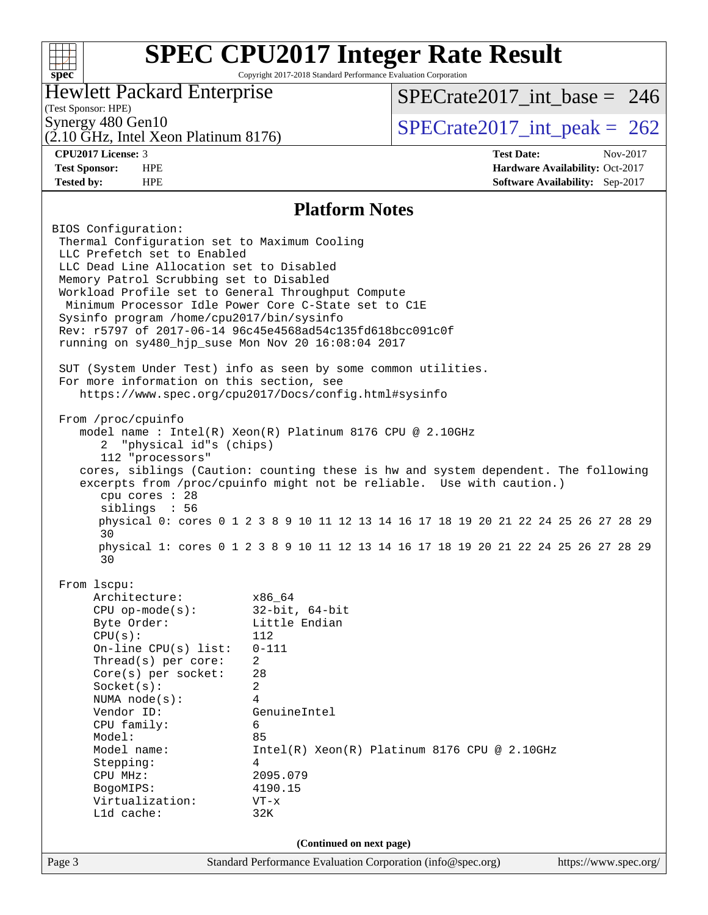# SPEC CPU2017 Integer Rate Result

Copyright 2017-2018 Standard Performance Evaluation Corporation

Hewlett Packard Enterprise
(Test Sponsor: HPE)
Synergy 480 Gen10
(2.10 GHz, Intel Xeon Platinum 8176)

SPECrate2017_int_base = 246

SPECrate2017_int_peak = 262

**CPU2017 License:** 3
**Test Sponsor:** HPE
**Tested by:** HPE

**Test Date:** Nov-2017
**Hardware Availability:** Oct-2017
**Software Availability:** Sep-2017

## Platform Notes

```
BIOS Configuration:
 Thermal Configuration set to Maximum Cooling
 LLC Prefetch set to Enabled
 LLC Dead Line Allocation set to Disabled
 Memory Patrol Scrubbing set to Disabled
 Workload Profile set to General Throughput Compute
  Minimum Processor Idle Power Core C-State set to C1E
 Sysinfo program /home/cpu2017/bin/sysinfo
 Rev: r5797 of 2017-06-14 96c45e4568ad54c135fd618bcc091c0f
 running on sy480_hjp_suse Mon Nov 20 16:08:04 2017

 SUT (System Under Test) info as seen by some common utilities.
 For more information on this section, see
    https://www.spec.org/cpu2017/Docs/config.html#sysinfo

 From /proc/cpuinfo
    model name : Intel(R) Xeon(R) Platinum 8176 CPU @ 2.10GHz
       2  "physical id"s (chips)
       112 "processors"
    cores, siblings (Caution: counting these is hw and system dependent. The following
    excerpts from /proc/cpuinfo might not be reliable.  Use with caution.)
       cpu cores : 28
       siblings  : 56
       physical 0: cores 0 1 2 3 8 9 10 11 12 13 14 16 17 18 19 20 21 22 24 25 26 27 28 29
       30
       physical 1: cores 0 1 2 3 8 9 10 11 12 13 14 16 17 18 19 20 21 22 24 25 26 27 28 29
       30

 From lscpu:
      Architecture:          x86_64
      CPU op-mode(s):        32-bit, 64-bit
      Byte Order:            Little Endian
      CPU(s):                112
      On-line CPU(s) list:   0-111
      Thread(s) per core:    2
      Core(s) per socket:    28
      Socket(s):             2
      NUMA node(s):          4
      Vendor ID:             GenuineIntel
      CPU family:            6
      Model:                 85
      Model name:            Intel(R) Xeon(R) Platinum 8176 CPU @ 2.10GHz
      Stepping:              4
      CPU MHz:               2095.079
      BogoMIPS:              4190.15
      Virtualization:        VT-x
      L1d cache:             32K
```

(Continued on next page)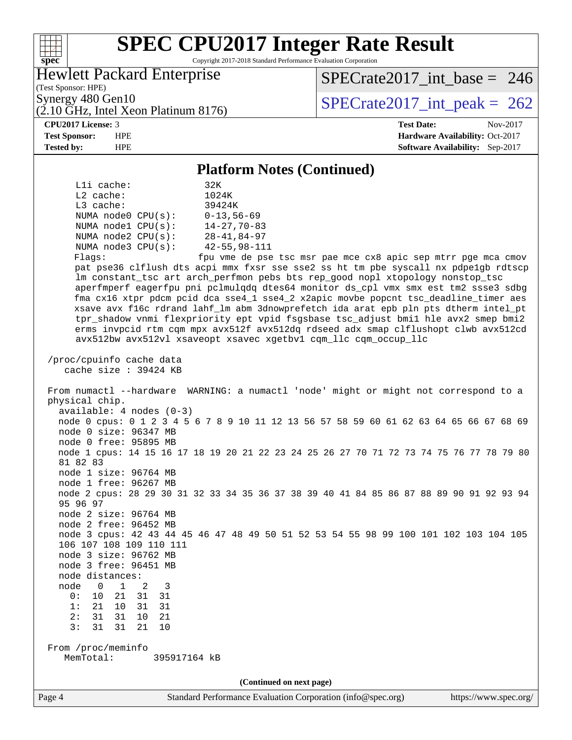## Platform Notes (Continued)

```
    L1i cache:              32K
    L2 cache:               1024K
    L3 cache:               39424K
    NUMA node0 CPU(s):      0-13,56-69
    NUMA node1 CPU(s):      14-27,70-83
    NUMA node2 CPU(s):      28-41,84-97
    NUMA node3 CPU(s):      42-55,98-111
    Flags:                 fpu vme de pse tsc msr pae mce cx8 apic sep mtrr pge mca cmov
    pat pse36 clflush dts acpi mmx fxsr sse sse2 ss ht tm pbe syscall nx pdpe1gb rdtscp
    lm constant_tsc art arch_perfmon pebs bts rep_good nopl xtopology nonstop_tsc
    aperfmperf eagerfpu pni pclmulqdq dtes64 monitor ds_cpl vmx smx est tm2 ssse3 sdbg
    fma cx16 xtpr pdcm pcid dca sse4_1 sse4_2 x2apic movbe popcnt tsc_deadline_timer aes
    xsave avx f16c rdrand lahf_lm abm 3dnowprefetch ida arat epb pln pts dtherm intel_pt
    tpr_shadow vnmi flexpriority ept vpid fsgsbase tsc_adjust bmi1 hle avx2 smep bmi2
    erms invpcid rtm cqm mpx avx512f avx512dq rdseed adx smap clflushopt clwb avx512cd
    avx512bw avx512vl xsaveopt xsavec xgetbv1 cqm_llc cqm_occup_llc

/proc/cpuinfo cache data
   cache size : 39424 KB

From numactl --hardware  WARNING: a numactl 'node' might or might not correspond to a
physical chip.
  available: 4 nodes (0-3)
  node 0 cpus: 0 1 2 3 4 5 6 7 8 9 10 11 12 13 56 57 58 59 60 61 62 63 64 65 66 67 68 69
  node 0 size: 96347 MB
  node 0 free: 95895 MB
  node 1 cpus: 14 15 16 17 18 19 20 21 22 23 24 25 26 27 70 71 72 73 74 75 76 77 78 79 80
  81 82 83
  node 1 size: 96764 MB
  node 1 free: 96267 MB
  node 2 cpus: 28 29 30 31 32 33 34 35 36 37 38 39 40 41 84 85 86 87 88 89 90 91 92 93 94
  95 96 97
  node 2 size: 96764 MB
  node 2 free: 96452 MB
  node 3 cpus: 42 43 44 45 46 47 48 49 50 51 52 53 54 55 98 99 100 101 102 103 104 105
  106 107 108 109 110 111
  node 3 size: 96762 MB
  node 3 free: 96451 MB
  node distances:
  node   0   1   2   3
    0:  10  21  31  31
    1:  21  10  31  31
    2:  31  31  10  21
    3:  31  31  21  10

From /proc/meminfo
   MemTotal:       395917164 kB
```

(Continued on next page)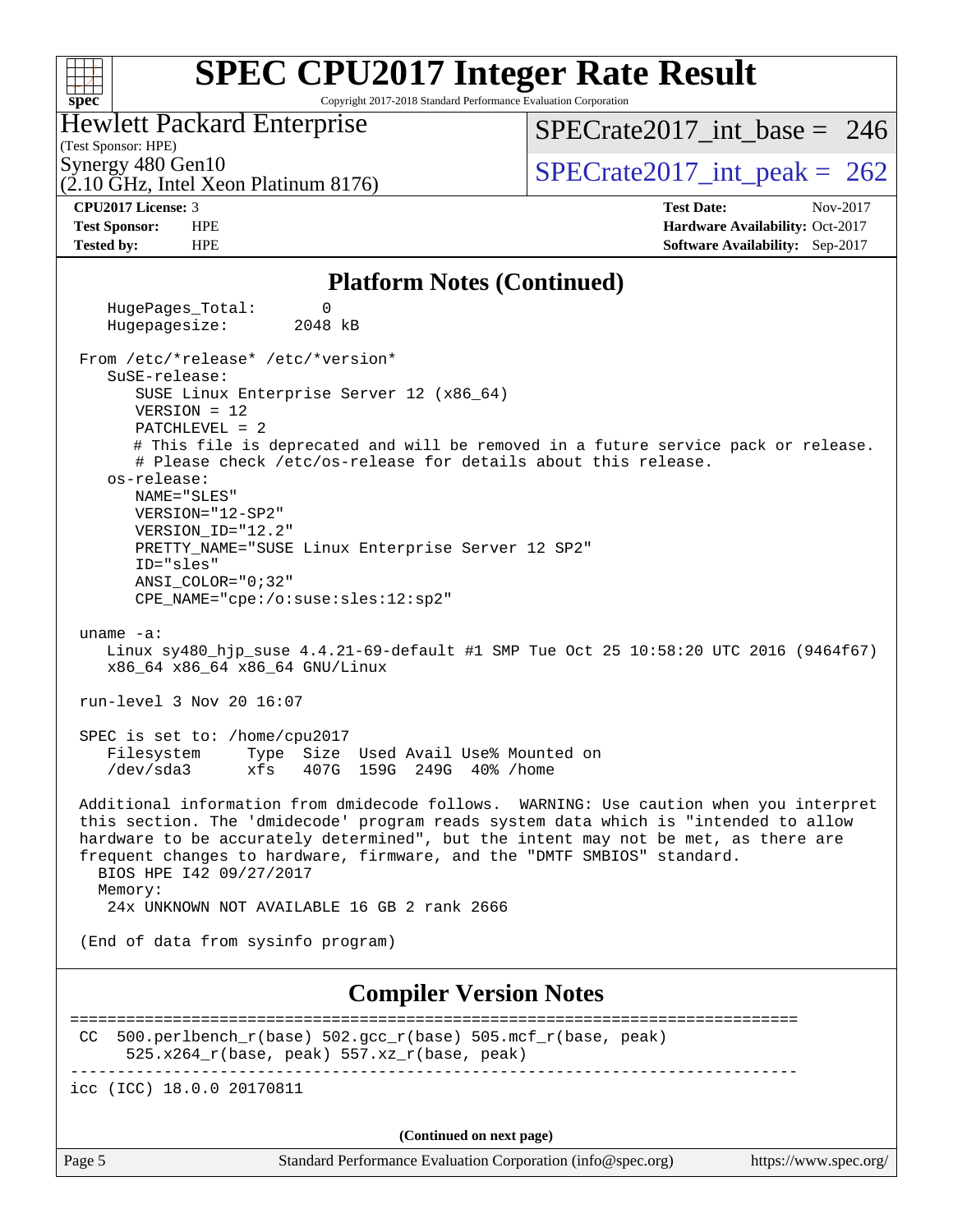# SPEC CPU2017 Integer Rate Result

Copyright 2017-2018 Standard Performance Evaluation Corporation

**Hewlett Packard Enterprise**
(Test Sponsor: HPE)
Synergy 480 Gen10
(2.10 GHz, Intel Xeon Platinum 8176)

SPECrate2017_int_base = 246

SPECrate2017_int_peak = 262

| | | | |
|---|---|---|---|
| **CPU2017 License:** | 3 | **Test Date:** | Nov-2017 |
| **Test Sponsor:** | HPE | **Hardware Availability:** | Oct-2017 |
| **Tested by:** | HPE | **Software Availability:** | Sep-2017 |

## Platform Notes (Continued)

```
    HugePages_Total:       0
    Hugepagesize:       2048 kB

 From /etc/*release* /etc/*version*
    SuSE-release:
       SUSE Linux Enterprise Server 12 (x86_64)
       VERSION = 12
       PATCHLEVEL = 2
       # This file is deprecated and will be removed in a future service pack or release.
       # Please check /etc/os-release for details about this release.
    os-release:
       NAME="SLES"
       VERSION="12-SP2"
       VERSION_ID="12.2"
       PRETTY_NAME="SUSE Linux Enterprise Server 12 SP2"
       ID="sles"
       ANSI_COLOR="0;32"
       CPE_NAME="cpe:/o:suse:sles:12:sp2"

 uname -a:
    Linux sy480_hjp_suse 4.4.21-69-default #1 SMP Tue Oct 25 10:58:20 UTC 2016 (9464f67)
    x86_64 x86_64 x86_64 GNU/Linux

 run-level 3 Nov 20 16:07

 SPEC is set to: /home/cpu2017
    Filesystem     Type  Size  Used Avail Use% Mounted on
    /dev/sda3      xfs   407G  159G  249G  40% /home

 Additional information from dmidecode follows.  WARNING: Use caution when you interpret
 this section. The 'dmidecode' program reads system data which is "intended to allow
 hardware to be accurately determined", but the intent may not be met, as there are
 frequent changes to hardware, firmware, and the "DMTF SMBIOS" standard.
   BIOS HPE I42 09/27/2017
   Memory:
    24x UNKNOWN NOT AVAILABLE 16 GB 2 rank 2666

 (End of data from sysinfo program)
```

## Compiler Version Notes

```
==============================================================================
 CC  500.perlbench_r(base) 502.gcc_r(base) 505.mcf_r(base, peak)
      525.x264_r(base, peak) 557.xz_r(base, peak)
------------------------------------------------------------------------------
icc (ICC) 18.0.0 20170811
```

**(Continued on next page)**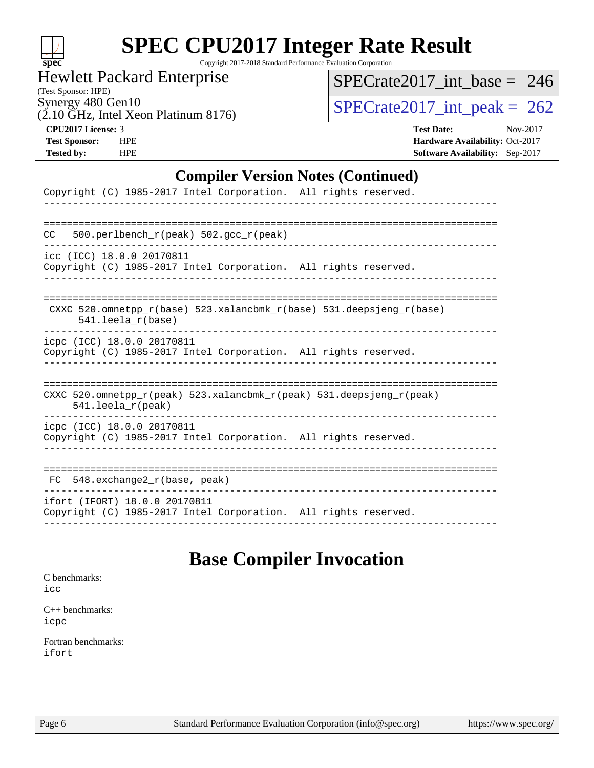## Compiler Version Notes (Continued)

```
Copyright (C) 1985-2017 Intel Corporation.  All rights reserved.
------------------------------------------------------------------------------

==============================================================================
CC   500.perlbench_r(peak) 502.gcc_r(peak)
------------------------------------------------------------------------------
icc (ICC) 18.0.0 20170811
Copyright (C) 1985-2017 Intel Corporation.  All rights reserved.
------------------------------------------------------------------------------

==============================================================================
 CXXC 520.omnetpp_r(base) 523.xalancbmk_r(base) 531.deepsjeng_r(base)
      541.leela_r(base)
------------------------------------------------------------------------------
icpc (ICC) 18.0.0 20170811
Copyright (C) 1985-2017 Intel Corporation.  All rights reserved.
------------------------------------------------------------------------------

==============================================================================
CXXC 520.omnetpp_r(peak) 523.xalancbmk_r(peak) 531.deepsjeng_r(peak)
     541.leela_r(peak)
------------------------------------------------------------------------------
icpc (ICC) 18.0.0 20170811
Copyright (C) 1985-2017 Intel Corporation.  All rights reserved.
------------------------------------------------------------------------------

==============================================================================
 FC  548.exchange2_r(base, peak)
------------------------------------------------------------------------------
ifort (IFORT) 18.0.0 20170811
Copyright (C) 1985-2017 Intel Corporation.  All rights reserved.
------------------------------------------------------------------------------
```

# Base Compiler Invocation

C benchmarks:
icc

C++ benchmarks:
icpc

Fortran benchmarks:
ifort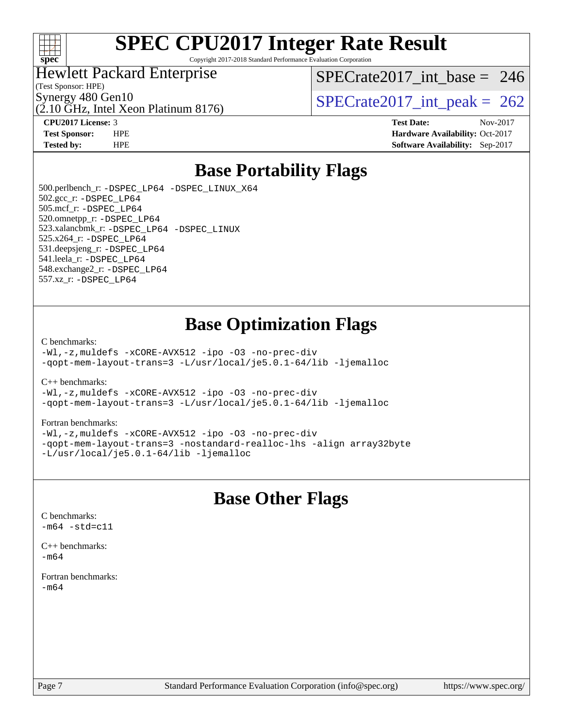# SPEC CPU2017 Integer Rate Result

Copyright 2017-2018 Standard Performance Evaluation Corporation

Hewlett Packard Enterprise
(Test Sponsor: HPE)
Synergy 480 Gen10
(2.10 GHz, Intel Xeon Platinum 8176)

SPECrate2017_int_base = 246

SPECrate2017_int_peak = 262

**CPU2017 License:** 3
**Test Sponsor:** HPE
**Tested by:** HPE

**Test Date:** Nov-2017
**Hardware Availability:** Oct-2017
**Software Availability:** Sep-2017

## Base Portability Flags

500.perlbench_r: `-DSPEC_LP64 -DSPEC_LINUX_X64`
502.gcc_r: `-DSPEC_LP64`
505.mcf_r: `-DSPEC_LP64`
520.omnetpp_r: `-DSPEC_LP64`
523.xalancbmk_r: `-DSPEC_LP64 -DSPEC_LINUX`
525.x264_r: `-DSPEC_LP64`
531.deepsjeng_r: `-DSPEC_LP64`
541.leela_r: `-DSPEC_LP64`
548.exchange2_r: `-DSPEC_LP64`
557.xz_r: `-DSPEC_LP64`

## Base Optimization Flags

C benchmarks:
```
-Wl,-z,muldefs -xCORE-AVX512 -ipo -O3 -no-prec-div
-qopt-mem-layout-trans=3 -L/usr/local/je5.0.1-64/lib -ljemalloc
```

C++ benchmarks:
```
-Wl,-z,muldefs -xCORE-AVX512 -ipo -O3 -no-prec-div
-qopt-mem-layout-trans=3 -L/usr/local/je5.0.1-64/lib -ljemalloc
```

Fortran benchmarks:
```
-Wl,-z,muldefs -xCORE-AVX512 -ipo -O3 -no-prec-div
-qopt-mem-layout-trans=3 -nostandard-realloc-lhs -align array32byte
-L/usr/local/je5.0.1-64/lib -ljemalloc
```

## Base Other Flags

C benchmarks:
```
-m64 -std=c11
```

C++ benchmarks:
```
-m64
```

Fortran benchmarks:
```
-m64
```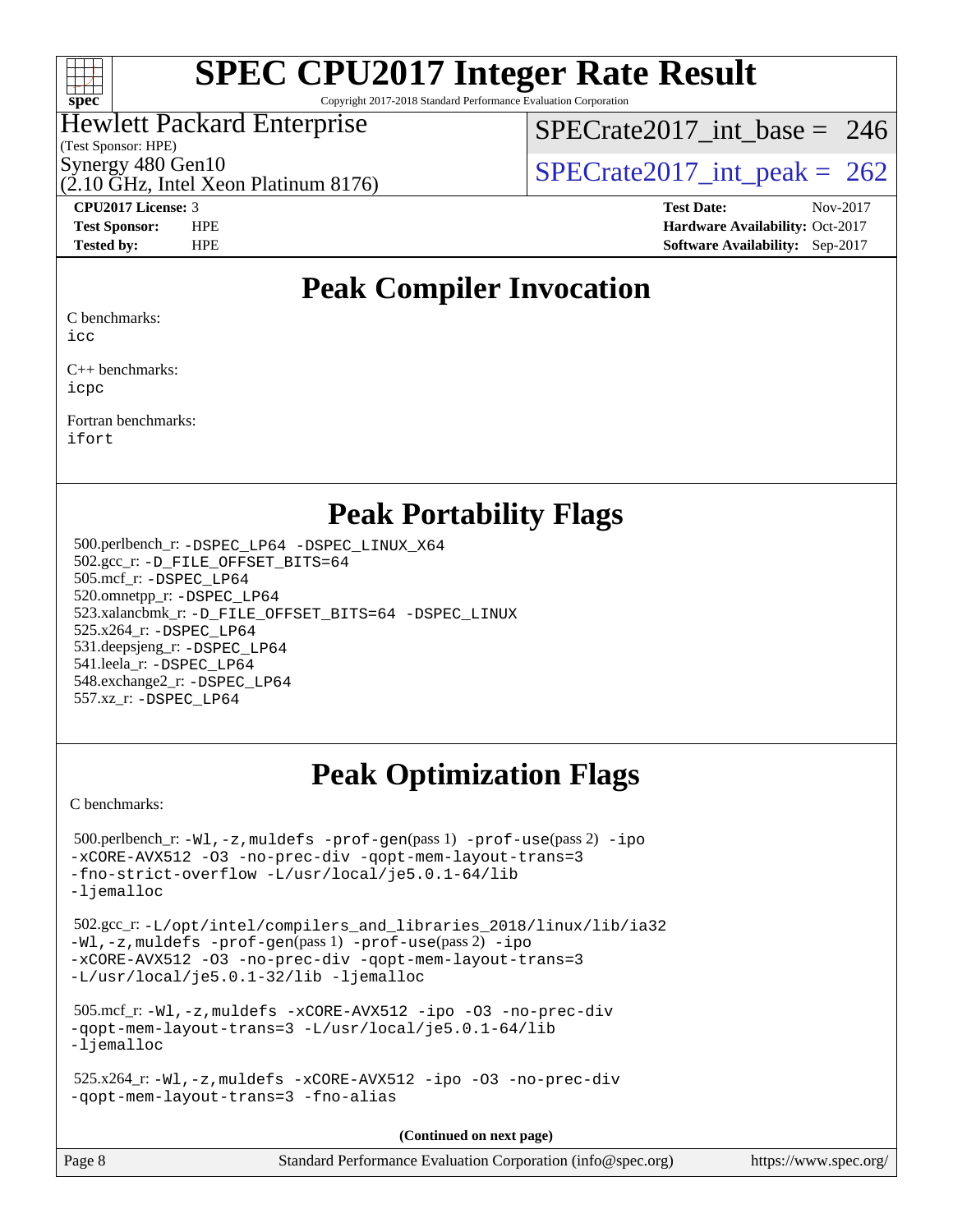# Peak Compiler Invocation

C benchmarks:
icc

C++ benchmarks:
icpc

Fortran benchmarks:
ifort

# Peak Portability Flags

500.perlbench_r: -DSPEC_LP64 -DSPEC_LINUX_X64
502.gcc_r: -D_FILE_OFFSET_BITS=64
505.mcf_r: -DSPEC_LP64
520.omnetpp_r: -DSPEC_LP64
523.xalancbmk_r: -D_FILE_OFFSET_BITS=64 -DSPEC_LINUX
525.x264_r: -DSPEC_LP64
531.deepsjeng_r: -DSPEC_LP64
541.leela_r: -DSPEC_LP64
548.exchange2_r: -DSPEC_LP64
557.xz_r: -DSPEC_LP64

# Peak Optimization Flags

C benchmarks:

500.perlbench_r: -Wl,-z,muldefs -prof-gen(pass 1) -prof-use(pass 2) -ipo -xCORE-AVX512 -O3 -no-prec-div -qopt-mem-layout-trans=3 -fno-strict-overflow -L/usr/local/je5.0.1-64/lib -ljemalloc

502.gcc_r: -L/opt/intel/compilers_and_libraries_2018/linux/lib/ia32 -Wl,-z,muldefs -prof-gen(pass 1) -prof-use(pass 2) -ipo -xCORE-AVX512 -O3 -no-prec-div -qopt-mem-layout-trans=3 -L/usr/local/je5.0.1-32/lib -ljemalloc

505.mcf_r: -Wl,-z,muldefs -xCORE-AVX512 -ipo -O3 -no-prec-div -qopt-mem-layout-trans=3 -L/usr/local/je5.0.1-64/lib -ljemalloc

525.x264_r: -Wl,-z,muldefs -xCORE-AVX512 -ipo -O3 -no-prec-div -qopt-mem-layout-trans=3 -fno-alias

**(Continued on next page)**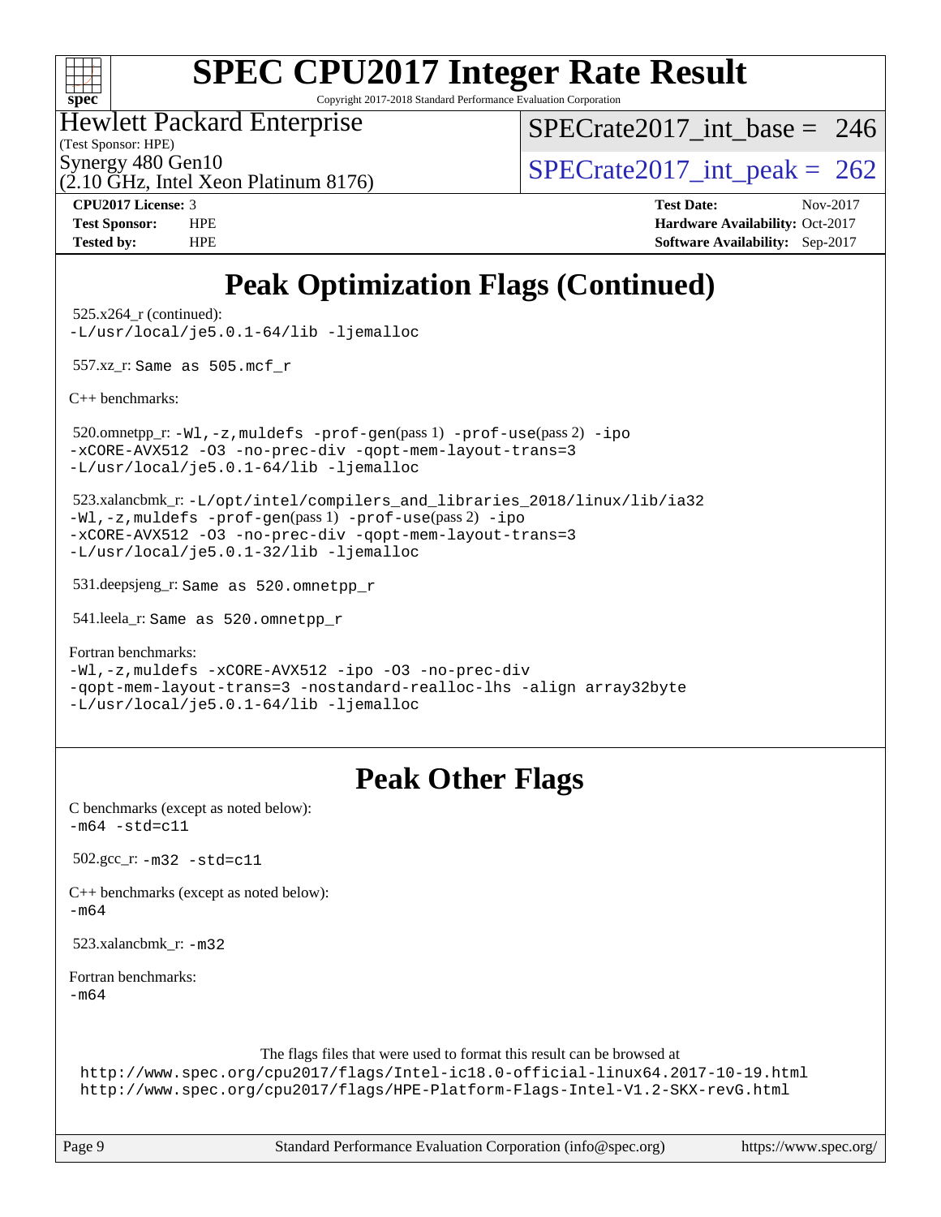# SPEC CPU2017 Integer Rate Result

Copyright 2017-2018 Standard Performance Evaluation Corporation

**Hewlett Packard Enterprise**
(Test Sponsor: HPE)
Synergy 480 Gen10
(2.10 GHz, Intel Xeon Platinum 8176)

SPECrate2017_int_base = 246
SPECrate2017_int_peak = 262

| | | | |
|---|---|---|---|
| **CPU2017 License:** | 3 | **Test Date:** | Nov-2017 |
| **Test Sponsor:** | HPE | **Hardware Availability:** | Oct-2017 |
| **Tested by:** | HPE | **Software Availability:** | Sep-2017 |

## Peak Optimization Flags (Continued)

525.x264_r (continued):
`-L/usr/local/je5.0.1-64/lib -ljemalloc`

557.xz_r: `Same as 505.mcf_r`

C++ benchmarks:

520.omnetpp_r: `-Wl,-z,muldefs -prof-gen`(pass 1) `-prof-use`(pass 2) `-ipo -xCORE-AVX512 -O3 -no-prec-div -qopt-mem-layout-trans=3 -L/usr/local/je5.0.1-64/lib -ljemalloc`

523.xalancbmk_r: `-L/opt/intel/compilers_and_libraries_2018/linux/lib/ia32 -Wl,-z,muldefs -prof-gen`(pass 1) `-prof-use`(pass 2) `-ipo -xCORE-AVX512 -O3 -no-prec-div -qopt-mem-layout-trans=3 -L/usr/local/je5.0.1-32/lib -ljemalloc`

531.deepsjeng_r: `Same as 520.omnetpp_r`

541.leela_r: `Same as 520.omnetpp_r`

Fortran benchmarks:
`-Wl,-z,muldefs -xCORE-AVX512 -ipo -O3 -no-prec-div -qopt-mem-layout-trans=3 -nostandard-realloc-lhs -align array32byte -L/usr/local/je5.0.1-64/lib -ljemalloc`

## Peak Other Flags

C benchmarks (except as noted below):
`-m64 -std=c11`

502.gcc_r: `-m32 -std=c11`

C++ benchmarks (except as noted below):
`-m64`

523.xalancbmk_r: `-m32`

Fortran benchmarks:
`-m64`

The flags files that were used to format this result can be browsed at
http://www.spec.org/cpu2017/flags/Intel-ic18.0-official-linux64.2017-10-19.html
http://www.spec.org/cpu2017/flags/HPE-Platform-Flags-Intel-V1.2-SKX-revG.html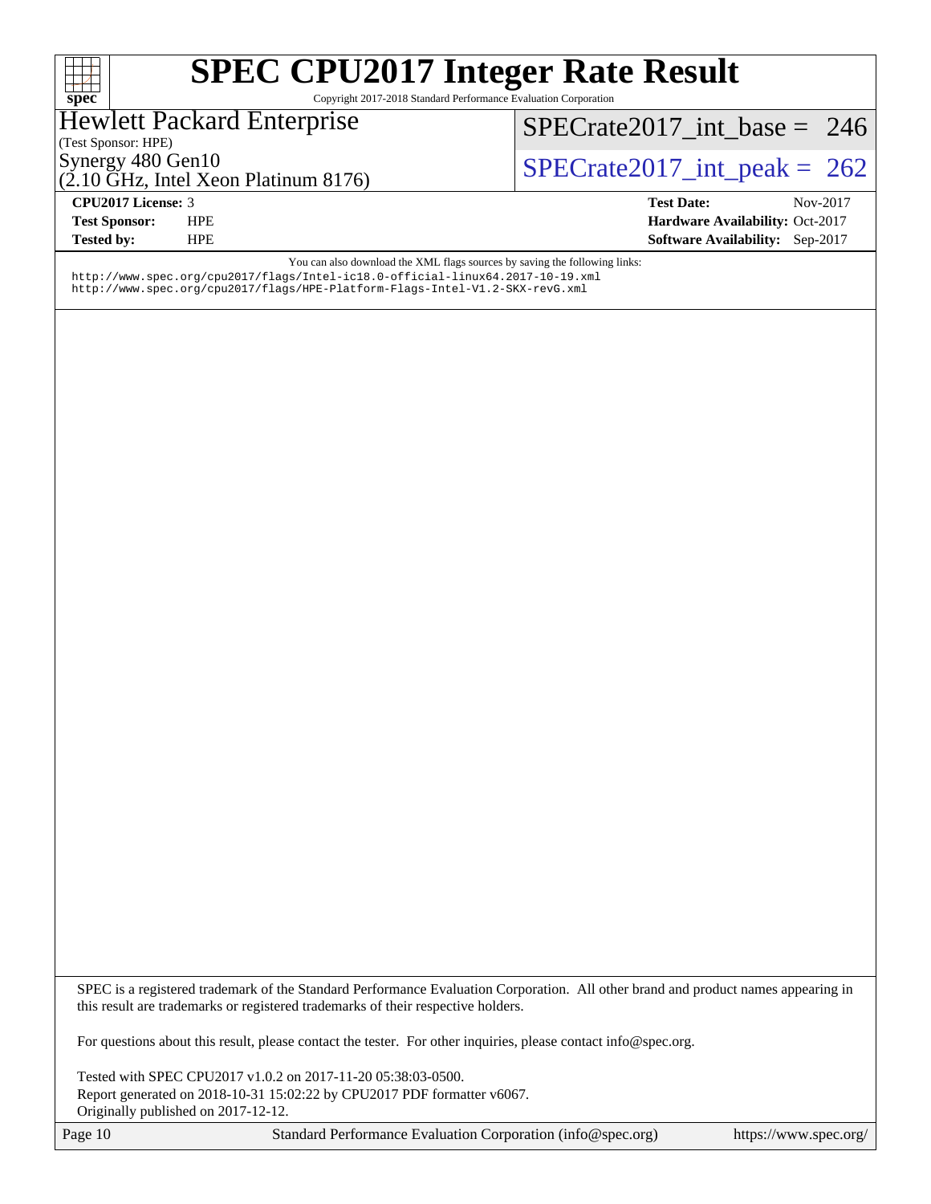You can also download the XML flags sources by saving the following links:

http://www.spec.org/cpu2017/flags/Intel-ic18.0-official-linux64.2017-10-19.xml
http://www.spec.org/cpu2017/flags/HPE-Platform-Flags-Intel-V1.2-SKX-revG.xml

SPEC is a registered trademark of the Standard Performance Evaluation Corporation. All other brand and product names appearing in this result are trademarks or registered trademarks of their respective holders.

For questions about this result, please contact the tester. For other inquiries, please contact info@spec.org.

Tested with SPEC CPU2017 v1.0.2 on 2017-11-20 05:38:03-0500.
Report generated on 2018-10-31 15:02:22 by CPU2017 PDF formatter v6067.
Originally published on 2017-12-12.